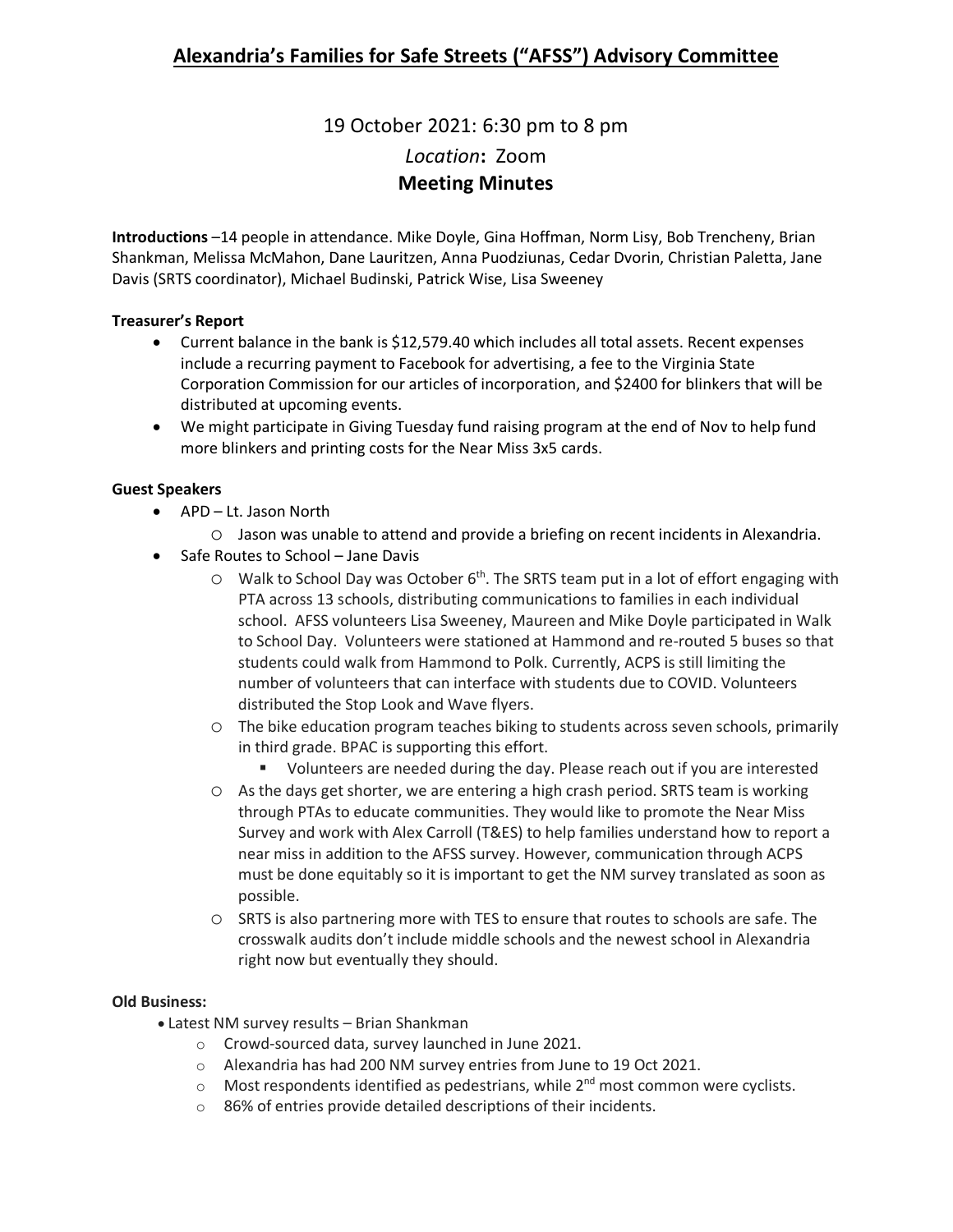# Alexandria's Families for Safe Streets ("AFSS") Advisory Committee

19 October 2021: 6:30 pm to 8 pm

*Location***:** Zoom

## Meeting Minutes

**Introductions** –14 people in attendance. Mike Doyle, Gina Hoffman, Norm Lisy, Bob Trencheny, Brian Shankman, Melissa McMahon, Dane Lauritzen, Anna Puodziunas, Cedar Dvorin, Christian Paletta, Jane Davis (SRTS coordinator), Michael Budinski, Patrick Wise, Lisa Sweeney

**Treasurer's Report**

- Current balance in the bank is $12,579.40 which includes all total assets. Recent expenses include a recurring payment to Facebook for advertising, a fee to the Virginia State Corporation Commission for our articles of incorporation, and $2400 for blinkers that will be distributed at upcoming events.
- We might participate in Giving Tuesday fund raising program at the end of Nov to help fund more blinkers and printing costs for the Near Miss 3x5 cards.

**Guest Speakers**

- APD – Lt. Jason North
  - Jason was unable to attend and provide a briefing on recent incidents in Alexandria.
- Safe Routes to School – Jane Davis
  - Walk to School Day was October 6th. The SRTS team put in a lot of effort engaging with PTA across 13 schools, distributing communications to families in each individual school. AFSS volunteers Lisa Sweeney, Maureen and Mike Doyle participated in Walk to School Day. Volunteers were stationed at Hammond and re-routed 5 buses so that students could walk from Hammond to Polk. Currently, ACPS is still limiting the number of volunteers that can interface with students due to COVID. Volunteers distributed the Stop Look and Wave flyers.
  - The bike education program teaches biking to students across seven schools, primarily in third grade. BPAC is supporting this effort.
    - Volunteers are needed during the day. Please reach out if you are interested
  - As the days get shorter, we are entering a high crash period. SRTS team is working through PTAs to educate communities. They would like to promote the Near Miss Survey and work with Alex Carroll (T&ES) to help families understand how to report a near miss in addition to the AFSS survey. However, communication through ACPS must be done equitably so it is important to get the NM survey translated as soon as possible.
  - SRTS is also partnering more with TES to ensure that routes to schools are safe. The crosswalk audits don't include middle schools and the newest school in Alexandria right now but eventually they should.

**Old Business:**

- Latest NM survey results – Brian Shankman
  - Crowd-sourced data, survey launched in June 2021.
  - Alexandria has had 200 NM survey entries from June to 19 Oct 2021.
  - Most respondents identified as pedestrians, while 2nd most common were cyclists.
  - 86% of entries provide detailed descriptions of their incidents.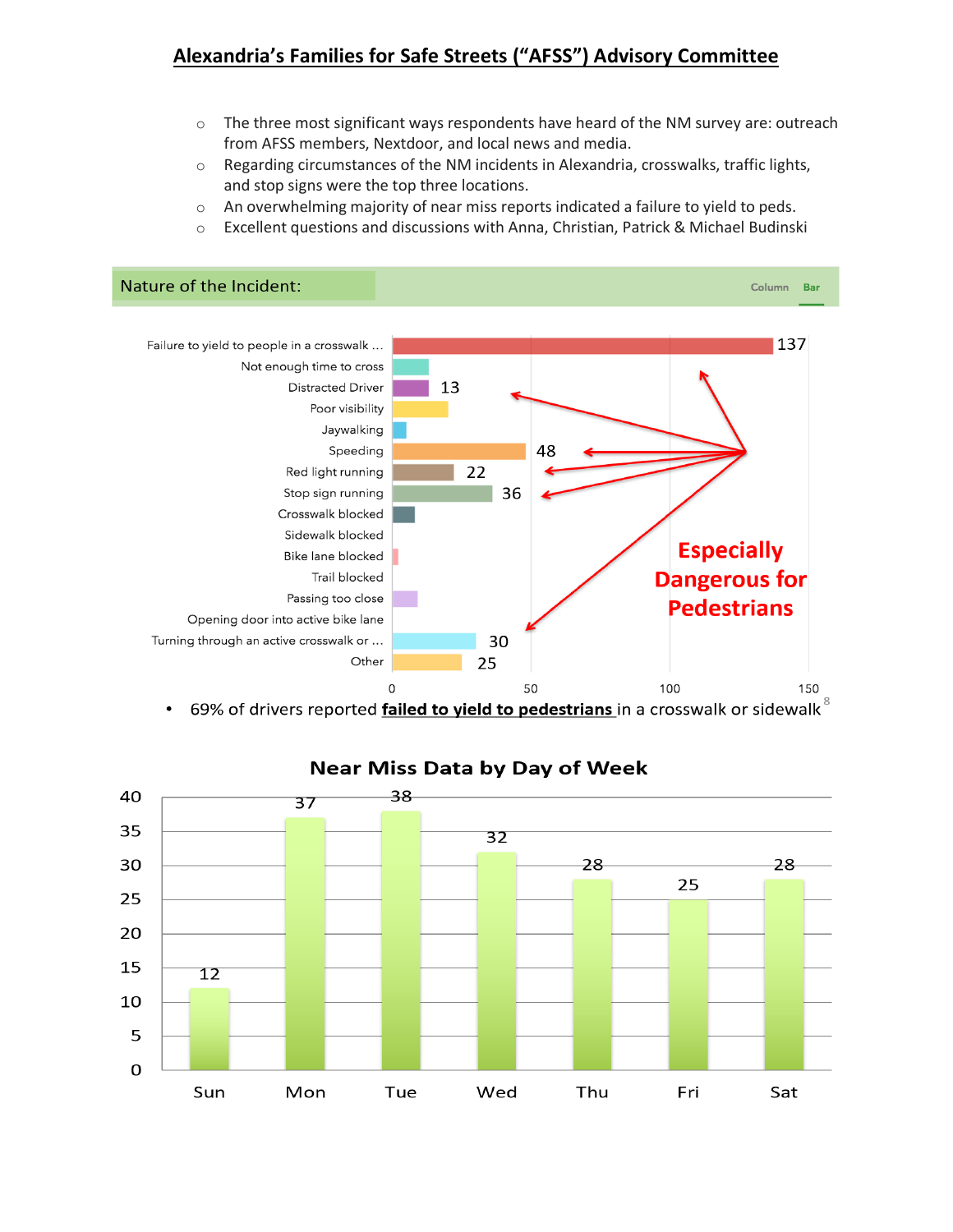## Alexandria's Families for Safe Streets ("AFSS") Advisory Committee

- The three most significant ways respondents have heard of the NM survey are: outreach from AFSS members, Nextdoor, and local news and media.
- Regarding circumstances of the NM incidents in Alexandria, crosswalks, traffic lights, and stop signs were the top three locations.
- An overwhelming majority of near miss reports indicated a failure to yield to peds.
- Excellent questions and discussions with Anna, Christian, Patrick & Michael Budinski

**Nature of the Incident:**

| Incident | Count |
|---|---|
| Failure to yield to people in a crosswalk ... | 137 |
| Not enough time to cross | |
| Distracted Driver | 13 |
| Poor visibility | |
| Jaywalking | |
| Speeding | 48 |
| Red light running | 22 |
| Stop sign running | 36 |
| Crosswalk blocked | |
| Sidewalk blocked | |
| Bike lane blocked | |
| Trail blocked | |
| Passing too close | |
| Opening door into active bike lane | |
| Turning through an active crosswalk or ... | 30 |
| Other | 25 |

Especially Dangerous for Pedestrians

- 69% of drivers reported **failed to yield to pedestrians** in a crosswalk or sidewalk[8]

**Near Miss Data by Day of Week**

| Day | Count |
|---|---|
| Sun | 12 |
| Mon | 37 |
| Tue | 38 |
| Wed | 32 |
| Thu | 28 |
| Fri | 25 |
| Sat | 28 |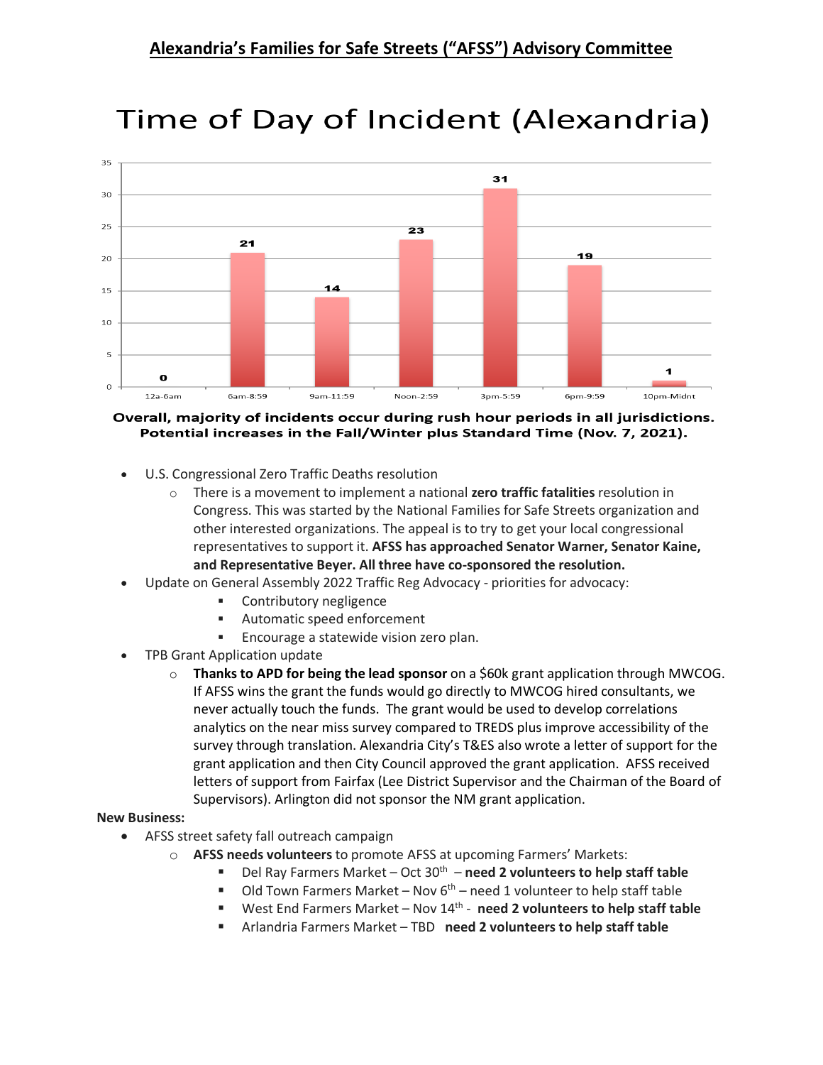## Alexandria's Families for Safe Streets ("AFSS") Advisory Committee

# Time of Day of Incident (Alexandria)

| Time of Day | Incidents |
|---|---|
| 12a-6am | 0 |
| 6am-8:59 | 21 |
| 9am-11:59 | 14 |
| Noon-2:59 | 23 |
| 3pm-5:59 | 31 |
| 6pm-9:59 | 19 |
| 10pm-Midnt | 1 |

**Overall, majority of incidents occur during rush hour periods in all jurisdictions. Potential increases in the Fall/Winter plus Standard Time (Nov. 7, 2021).**

- U.S. Congressional Zero Traffic Deaths resolution
  - There is a movement to implement a national **zero traffic fatalities** resolution in Congress. This was started by the National Families for Safe Streets organization and other interested organizations. The appeal is to try to get your local congressional representatives to support it. **AFSS has approached Senator Warner, Senator Kaine, and Representative Beyer. All three have co-sponsored the resolution.**
- Update on General Assembly 2022 Traffic Reg Advocacy - priorities for advocacy:
  - Contributory negligence
  - Automatic speed enforcement
  - Encourage a statewide vision zero plan.
- TPB Grant Application update
  - **Thanks to APD for being the lead sponsor** on a $60k grant application through MWCOG. If AFSS wins the grant the funds would go directly to MWCOG hired consultants, we never actually touch the funds. The grant would be used to develop correlations analytics on the near miss survey compared to TREDS plus improve accessibility of the survey through translation. Alexandria City's T&ES also wrote a letter of support for the grant application and then City Council approved the grant application. AFSS received letters of support from Fairfax (Lee District Supervisor and the Chairman of the Board of Supervisors). Arlington did not sponsor the NM grant application.

**New Business:**

- AFSS street safety fall outreach campaign
  - **AFSS needs volunteers** to promote AFSS at upcoming Farmers' Markets:
    - Del Ray Farmers Market – Oct 30th – **need 2 volunteers to help staff table**
    - Old Town Farmers Market – Nov 6th – need 1 volunteer to help staff table
    - West End Farmers Market – Nov 14th - **need 2 volunteers to help staff table**
    - Arlandria Farmers Market – TBD **need 2 volunteers to help staff table**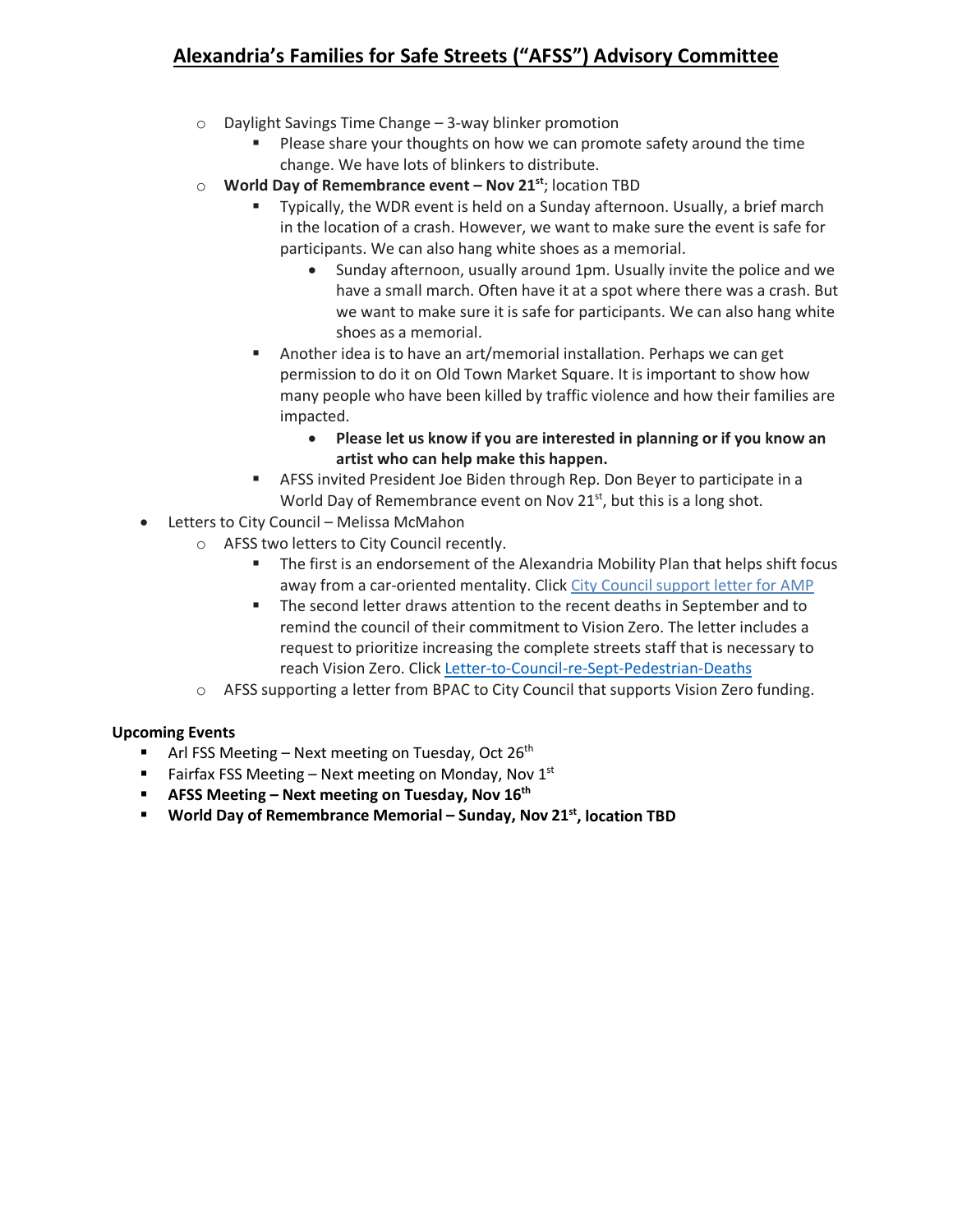- Daylight Savings Time Change – 3-way blinker promotion
  - Please share your thoughts on how we can promote safety around the time change. We have lots of blinkers to distribute.
- **World Day of Remembrance event – Nov 21st**; location TBD
  - Typically, the WDR event is held on a Sunday afternoon. Usually, a brief march in the location of a crash. However, we want to make sure the event is safe for participants. We can also hang white shoes as a memorial.
    - Sunday afternoon, usually around 1pm. Usually invite the police and we have a small march. Often have it at a spot where there was a crash. But we want to make sure it is safe for participants. We can also hang white shoes as a memorial.
  - Another idea is to have an art/memorial installation. Perhaps we can get permission to do it on Old Town Market Square. It is important to show how many people who have been killed by traffic violence and how their families are impacted.
    - **Please let us know if you are interested in planning or if you know an artist who can help make this happen.**
  - AFSS invited President Joe Biden through Rep. Don Beyer to participate in a World Day of Remembrance event on Nov 21st, but this is a long shot.

- Letters to City Council – Melissa McMahon
  - AFSS two letters to City Council recently.
    - The first is an endorsement of the Alexandria Mobility Plan that helps shift focus away from a car-oriented mentality. Click City Council support letter for AMP
    - The second letter draws attention to the recent deaths in September and to remind the council of their commitment to Vision Zero. The letter includes a request to prioritize increasing the complete streets staff that is necessary to reach Vision Zero. Click Letter-to-Council-re-Sept-Pedestrian-Deaths
  - AFSS supporting a letter from BPAC to City Council that supports Vision Zero funding.

**Upcoming Events**

- Arl FSS Meeting – Next meeting on Tuesday, Oct 26th
- Fairfax FSS Meeting – Next meeting on Monday, Nov 1st
- **AFSS Meeting – Next meeting on Tuesday, Nov 16th**
- **World Day of Remembrance Memorial – Sunday, Nov 21st, location TBD**